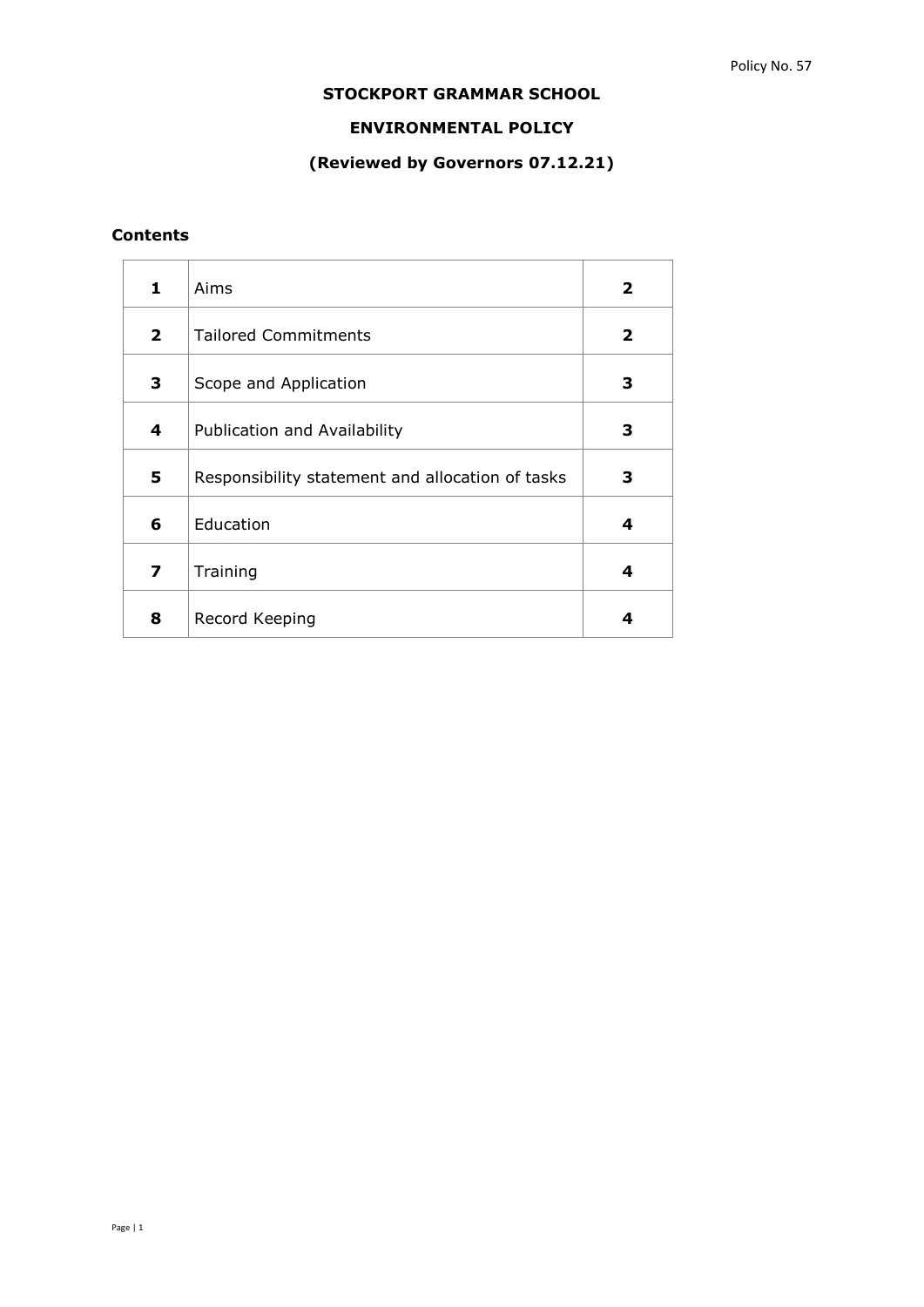Policy No. 57

# STOCKPORT GRAMMAR SCHOOL

## ENVIRONMENTAL POLICY

**(Reviewed by Governors 07.12.21)**

**Contents**

| | | |
|---|---|---|
| **1** | Aims | **2** |
| **2** | Tailored Commitments | **2** |
| **3** | Scope and Application | **3** |
| **4** | Publication and Availability | **3** |
| **5** | Responsibility statement and allocation of tasks | **3** |
| **6** | Education | **4** |
| **7** | Training | **4** |
| **8** | Record Keeping | **4** |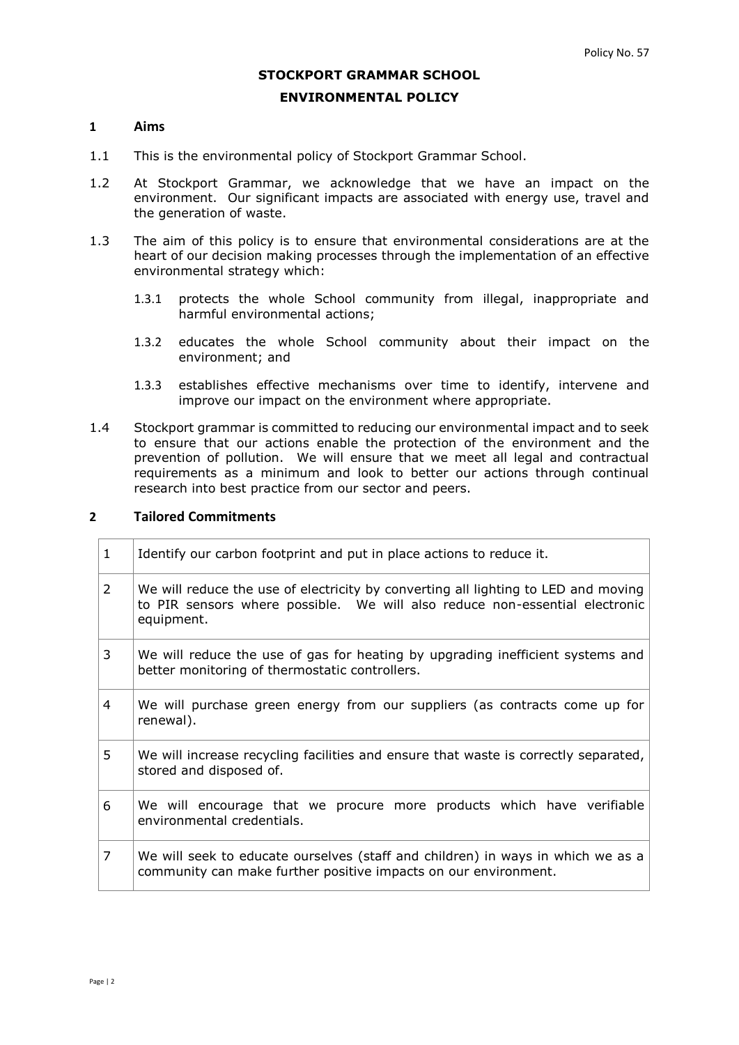Policy No. 57

# STOCKPORT GRAMMAR SCHOOL

## ENVIRONMENTAL POLICY

## 1 Aims

1.1 This is the environmental policy of Stockport Grammar School.

1.2 At Stockport Grammar, we acknowledge that we have an impact on the environment. Our significant impacts are associated with energy use, travel and the generation of waste.

1.3 The aim of this policy is to ensure that environmental considerations are at the heart of our decision making processes through the implementation of an effective environmental strategy which:

1.3.1 protects the whole School community from illegal, inappropriate and harmful environmental actions;

1.3.2 educates the whole School community about their impact on the environment; and

1.3.3 establishes effective mechanisms over time to identify, intervene and improve our impact on the environment where appropriate.

1.4 Stockport grammar is committed to reducing our environmental impact and to seek to ensure that our actions enable the protection of the environment and the prevention of pollution. We will ensure that we meet all legal and contractual requirements as a minimum and look to better our actions through continual research into best practice from our sector and peers.

## 2 Tailored Commitments

| | |
|---|---|
| 1 | Identify our carbon footprint and put in place actions to reduce it. |
| 2 | We will reduce the use of electricity by converting all lighting to LED and moving to PIR sensors where possible. We will also reduce non-essential electronic equipment. |
| 3 | We will reduce the use of gas for heating by upgrading inefficient systems and better monitoring of thermostatic controllers. |
| 4 | We will purchase green energy from our suppliers (as contracts come up for renewal). |
| 5 | We will increase recycling facilities and ensure that waste is correctly separated, stored and disposed of. |
| 6 | We will encourage that we procure more products which have verifiable environmental credentials. |
| 7 | We will seek to educate ourselves (staff and children) in ways in which we as a community can make further positive impacts on our environment. |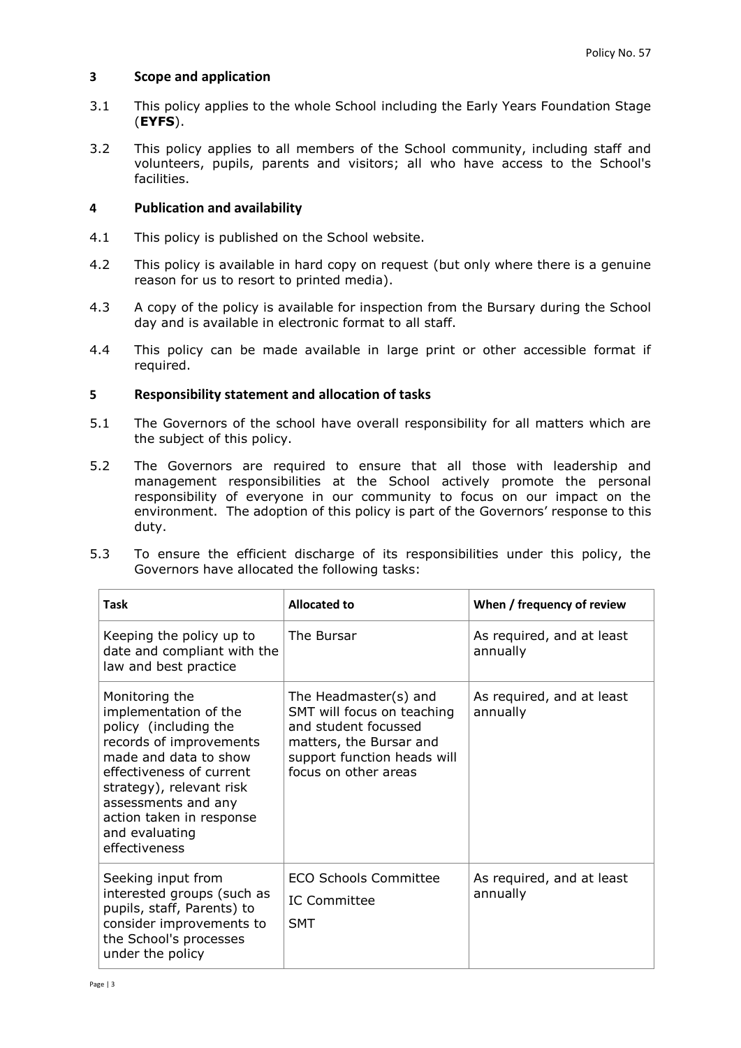## 3 Scope and application

3.1 This policy applies to the whole School including the Early Years Foundation Stage (**EYFS**).

3.2 This policy applies to all members of the School community, including staff and volunteers, pupils, parents and visitors; all who have access to the School's facilities.

## 4 Publication and availability

4.1 This policy is published on the School website.

4.2 This policy is available in hard copy on request (but only where there is a genuine reason for us to resort to printed media).

4.3 A copy of the policy is available for inspection from the Bursary during the School day and is available in electronic format to all staff.

4.4 This policy can be made available in large print or other accessible format if required.

## 5 Responsibility statement and allocation of tasks

5.1 The Governors of the school have overall responsibility for all matters which are the subject of this policy.

5.2 The Governors are required to ensure that all those with leadership and management responsibilities at the School actively promote the personal responsibility of everyone in our community to focus on our impact on the environment. The adoption of this policy is part of the Governors' response to this duty.

5.3 To ensure the efficient discharge of its responsibilities under this policy, the Governors have allocated the following tasks:

| Task | Allocated to | When / frequency of review |
|---|---|---|
| Keeping the policy up to date and compliant with the law and best practice | The Bursar | As required, and at least annually |
| Monitoring the implementation of the policy (including the records of improvements made and data to show effectiveness of current strategy), relevant risk assessments and any action taken in response and evaluating effectiveness | The Headmaster(s) and SMT will focus on teaching and student focussed matters, the Bursar and support function heads will focus on other areas | As required, and at least annually |
| Seeking input from interested groups (such as pupils, staff, Parents) to consider improvements to the School's processes under the policy | ECO Schools Committee<br>IC Committee<br>SMT | As required, and at least annually |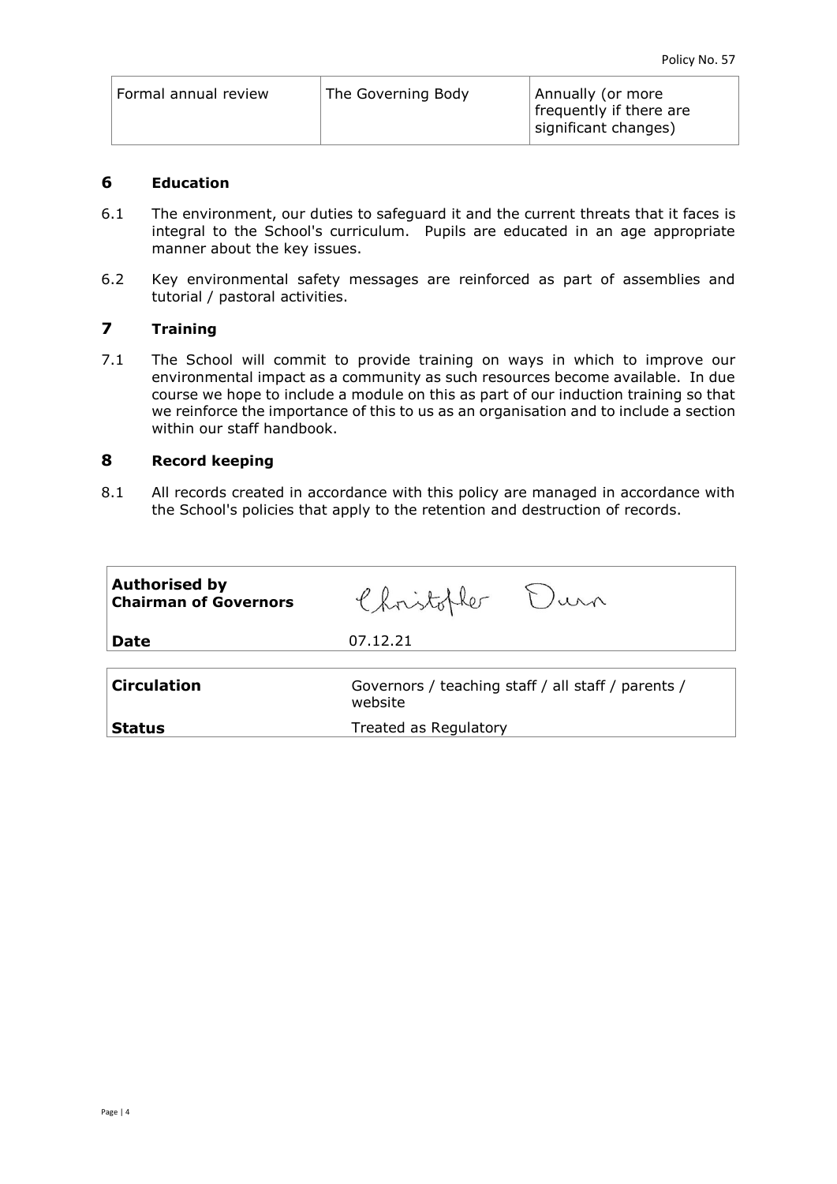| | | |
|---|---|---|
| Formal annual review | The Governing Body | Annually (or more frequently if there are significant changes) |

## 6 Education

6.1 The environment, our duties to safeguard it and the current threats that it faces is integral to the School's curriculum. Pupils are educated in an age appropriate manner about the key issues.

6.2 Key environmental safety messages are reinforced as part of assemblies and tutorial / pastoral activities.

## 7 Training

7.1 The School will commit to provide training on ways in which to improve our environmental impact as a community as such resources become available. In due course we hope to include a module on this as part of our induction training so that we reinforce the importance of this to us as an organisation and to include a section within our staff handbook.

## 8 Record keeping

8.1 All records created in accordance with this policy are managed in accordance with the School's policies that apply to the retention and destruction of records.

| | |
|---|---|
| **Authorised by Chairman of Governors** | Christopher Dunn |
| **Date** | 07.12.21 |

| | |
|---|---|
| **Circulation** | Governors / teaching staff / all staff / parents / website |
| **Status** | Treated as Regulatory |